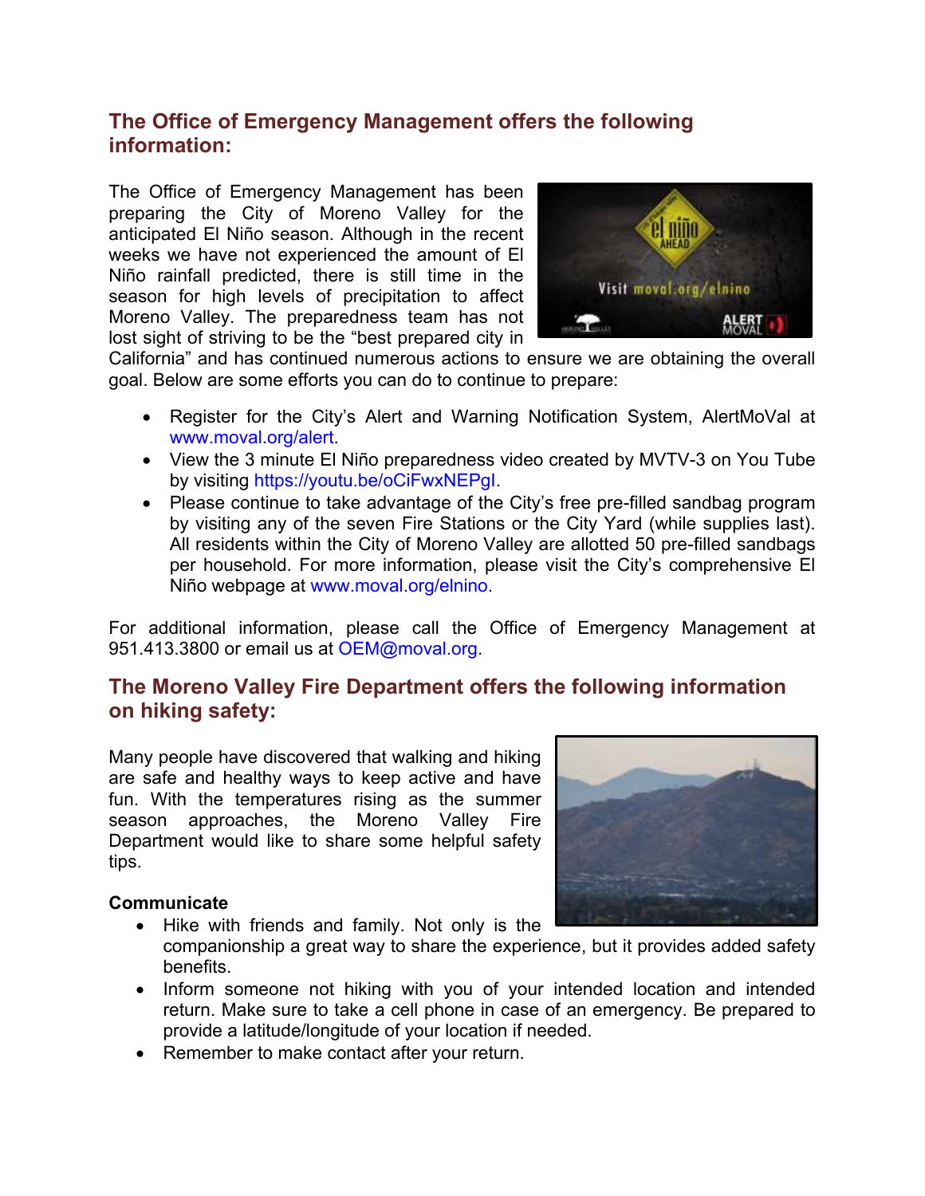## The Office of Emergency Management offers the following information:

The Office of Emergency Management has been preparing the City of Moreno Valley for the anticipated El Niño season. Although in the recent weeks we have not experienced the amount of El Niño rainfall predicted, there is still time in the season for high levels of precipitation to affect Moreno Valley. The preparedness team has not lost sight of striving to be the "best prepared city in California" and has continued numerous actions to ensure we are obtaining the overall goal. Below are some efforts you can do to continue to prepare:

- Register for the City's Alert and Warning Notification System, AlertMoVal at www.moval.org/alert.
- View the 3 minute El Niño preparedness video created by MVTV-3 on You Tube by visiting https://youtu.be/oCiFwxNEPgI.
- Please continue to take advantage of the City's free pre-filled sandbag program by visiting any of the seven Fire Stations or the City Yard (while supplies last). All residents within the City of Moreno Valley are allotted 50 pre-filled sandbags per household. For more information, please visit the City's comprehensive El Niño webpage at www.moval.org/elnino.

For additional information, please call the Office of Emergency Management at 951.413.3800 or email us at OEM@moval.org.

## The Moreno Valley Fire Department offers the following information on hiking safety:

Many people have discovered that walking and hiking are safe and healthy ways to keep active and have fun. With the temperatures rising as the summer season approaches, the Moreno Valley Fire Department would like to share some helpful safety tips.

**Communicate**

- Hike with friends and family. Not only is the companionship a great way to share the experience, but it provides added safety benefits.
- Inform someone not hiking with you of your intended location and intended return. Make sure to take a cell phone in case of an emergency. Be prepared to provide a latitude/longitude of your location if needed.
- Remember to make contact after your return.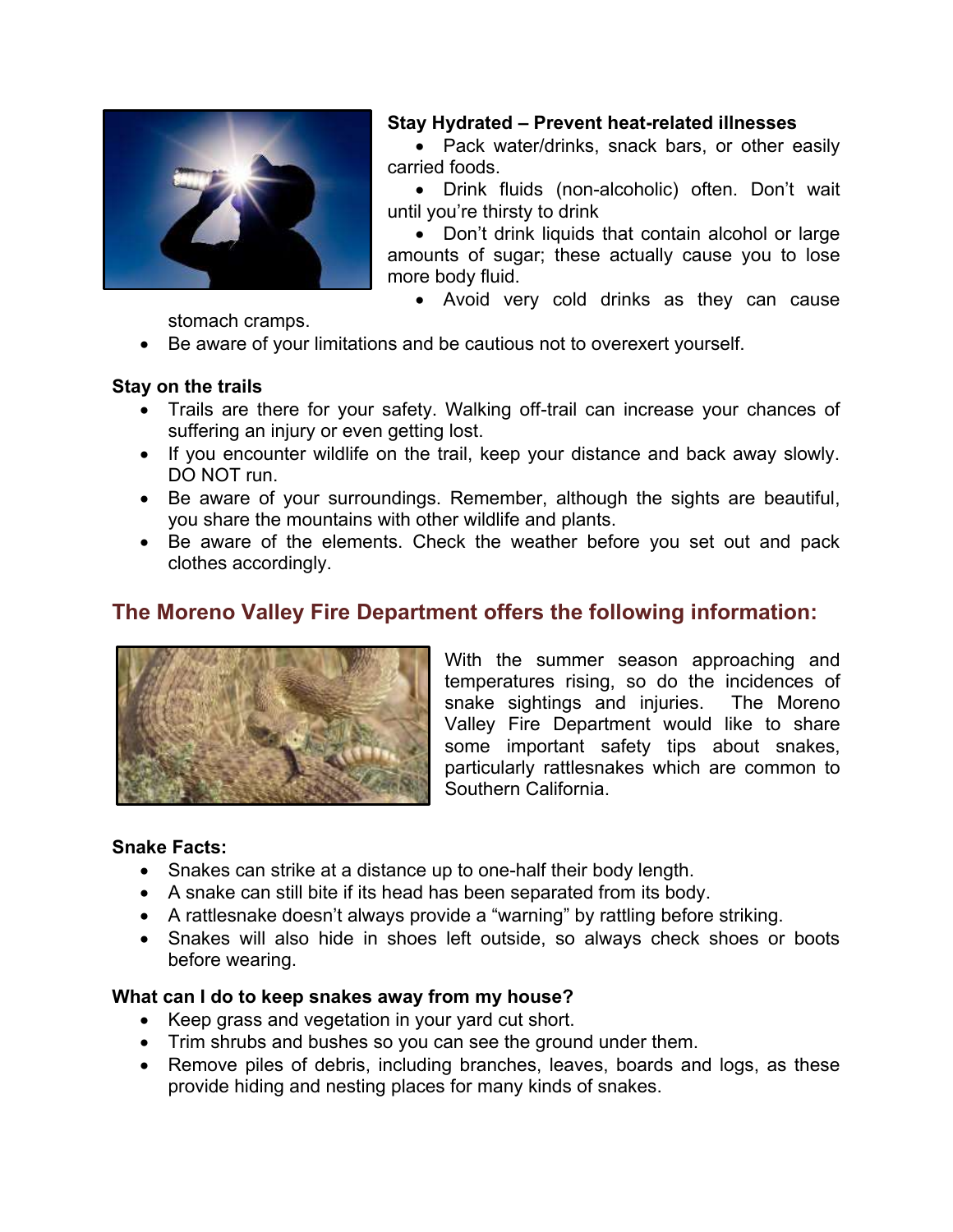**Stay Hydrated – Prevent heat-related illnesses**

- Pack water/drinks, snack bars, or other easily carried foods.
- Drink fluids (non-alcoholic) often. Don't wait until you're thirsty to drink
- Don't drink liquids that contain alcohol or large amounts of sugar; these actually cause you to lose more body fluid.
- Avoid very cold drinks as they can cause stomach cramps.
- Be aware of your limitations and be cautious not to overexert yourself.

**Stay on the trails**

- Trails are there for your safety. Walking off-trail can increase your chances of suffering an injury or even getting lost.
- If you encounter wildlife on the trail, keep your distance and back away slowly. DO NOT run.
- Be aware of your surroundings. Remember, although the sights are beautiful, you share the mountains with other wildlife and plants.
- Be aware of the elements. Check the weather before you set out and pack clothes accordingly.

## The Moreno Valley Fire Department offers the following information:

With the summer season approaching and temperatures rising, so do the incidences of snake sightings and injuries. The Moreno Valley Fire Department would like to share some important safety tips about snakes, particularly rattlesnakes which are common to Southern California.

**Snake Facts:**

- Snakes can strike at a distance up to one-half their body length.
- A snake can still bite if its head has been separated from its body.
- A rattlesnake doesn't always provide a "warning" by rattling before striking.
- Snakes will also hide in shoes left outside, so always check shoes or boots before wearing.

**What can I do to keep snakes away from my house?**

- Keep grass and vegetation in your yard cut short.
- Trim shrubs and bushes so you can see the ground under them.
- Remove piles of debris, including branches, leaves, boards and logs, as these provide hiding and nesting places for many kinds of snakes.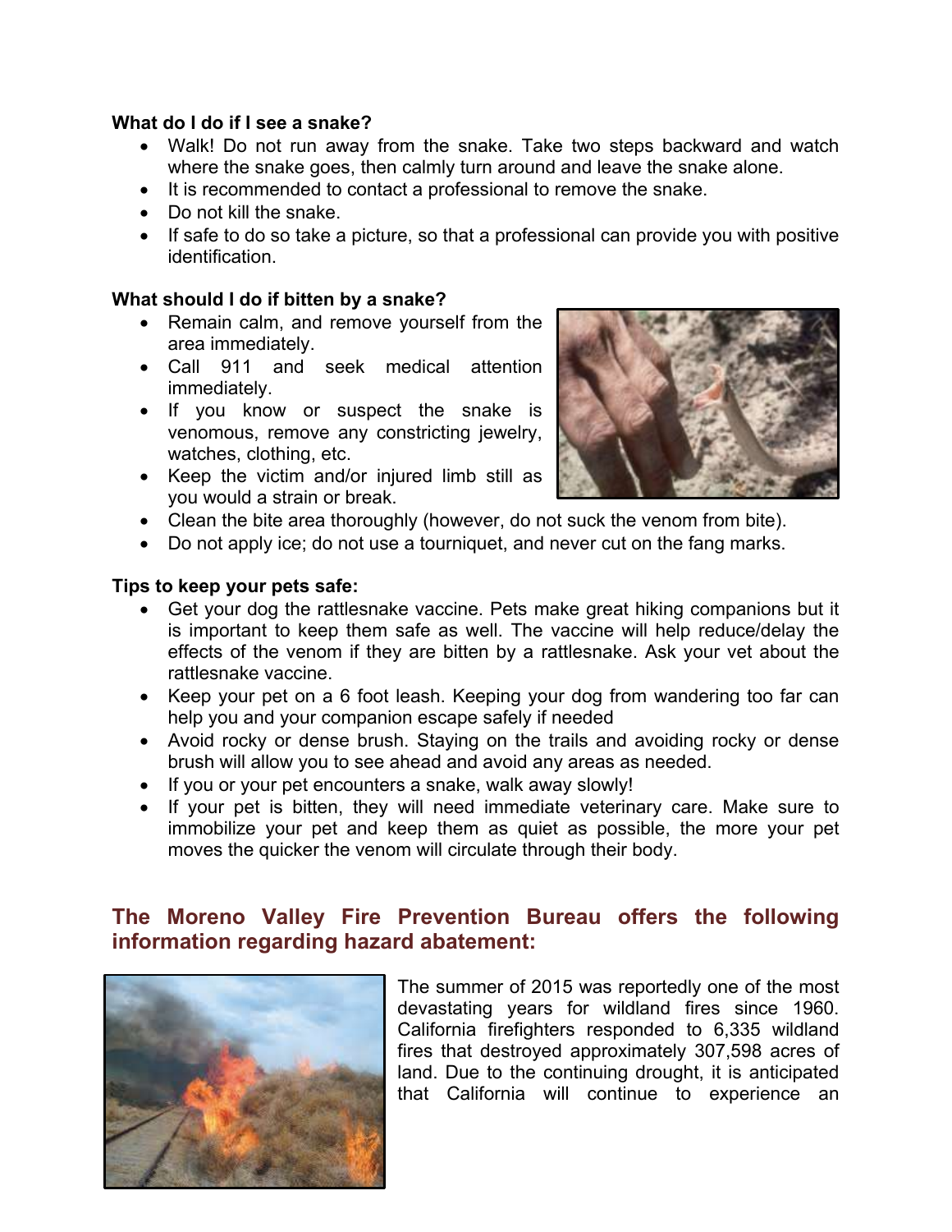**What do I do if I see a snake?**

- Walk! Do not run away from the snake. Take two steps backward and watch where the snake goes, then calmly turn around and leave the snake alone.
- It is recommended to contact a professional to remove the snake.
- Do not kill the snake.
- If safe to do so take a picture, so that a professional can provide you with positive identification.

**What should I do if bitten by a snake?**

- Remain calm, and remove yourself from the area immediately.
- Call 911 and seek medical attention immediately.
- If you know or suspect the snake is venomous, remove any constricting jewelry, watches, clothing, etc.
- Keep the victim and/or injured limb still as you would a strain or break.
- Clean the bite area thoroughly (however, do not suck the venom from bite).
- Do not apply ice; do not use a tourniquet, and never cut on the fang marks.

**Tips to keep your pets safe:**

- Get your dog the rattlesnake vaccine. Pets make great hiking companions but it is important to keep them safe as well. The vaccine will help reduce/delay the effects of the venom if they are bitten by a rattlesnake. Ask your vet about the rattlesnake vaccine.
- Keep your pet on a 6 foot leash. Keeping your dog from wandering too far can help you and your companion escape safely if needed
- Avoid rocky or dense brush. Staying on the trails and avoiding rocky or dense brush will allow you to see ahead and avoid any areas as needed.
- If you or your pet encounters a snake, walk away slowly!
- If your pet is bitten, they will need immediate veterinary care. Make sure to immobilize your pet and keep them as quiet as possible, the more your pet moves the quicker the venom will circulate through their body.

## The Moreno Valley Fire Prevention Bureau offers the following information regarding hazard abatement:

The summer of 2015 was reportedly one of the most devastating years for wildland fires since 1960. California firefighters responded to 6,335 wildland fires that destroyed approximately 307,598 acres of land. Due to the continuing drought, it is anticipated that California will continue to experience an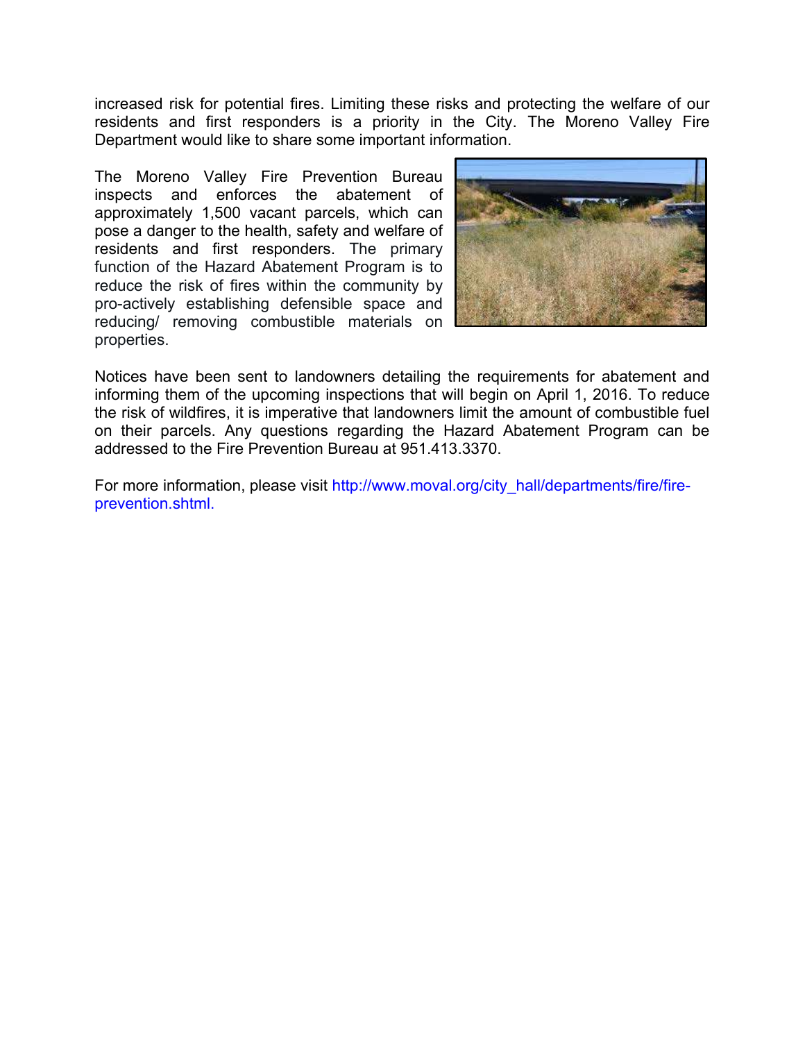increased risk for potential fires. Limiting these risks and protecting the welfare of our residents and first responders is a priority in the City. The Moreno Valley Fire Department would like to share some important information.

The Moreno Valley Fire Prevention Bureau inspects and enforces the abatement of approximately 1,500 vacant parcels, which can pose a danger to the health, safety and welfare of residents and first responders. The primary function of the Hazard Abatement Program is to reduce the risk of fires within the community by pro-actively establishing defensible space and reducing/ removing combustible materials on properties.

Notices have been sent to landowners detailing the requirements for abatement and informing them of the upcoming inspections that will begin on April 1, 2016. To reduce the risk of wildfires, it is imperative that landowners limit the amount of combustible fuel on their parcels. Any questions regarding the Hazard Abatement Program can be addressed to the Fire Prevention Bureau at 951.413.3370.

For more information, please visit http://www.moval.org/city_hall/departments/fire/fire-prevention.shtml.